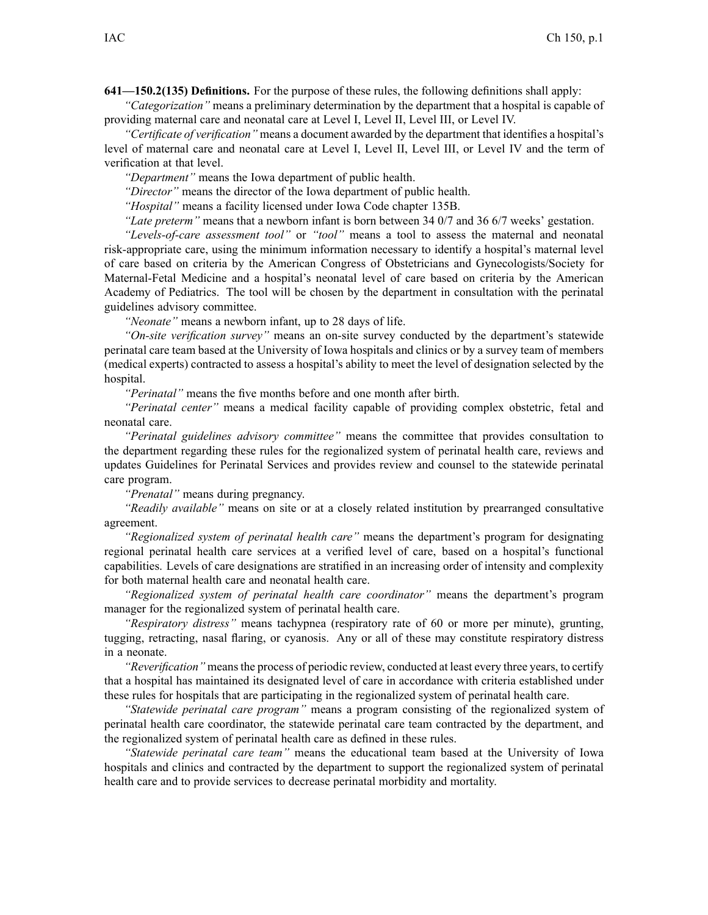**641—150.2(135) Definitions.** For the purpose of these rules, the following definitions shall apply:

*"Categorization"* means a preliminary determination by the department that a hospital is capable of providing maternal care and neonatal care at Level I, Level II, Level III, or Level IV.

*"Certificate of verification"* means a document awarded by the department that identifies a hospital's level of maternal care and neonatal care at Level I, Level II, Level III, or Level IV and the term of verification at that level.

*"Department"* means the Iowa department of public health.

*"Director"* means the director of the Iowa department of public health.

*"Hospital"* means a facility licensed under Iowa Code chapter 135B.

*"Late preterm"* means that a newborn infant is born between 34 0/7 and 36 6/7 weeks' gestation.

*"Levels-of-care assessment tool"* or *"tool"* means a tool to assess the maternal and neonatal risk-appropriate care, using the minimum information necessary to identify a hospital's maternal level of care based on criteria by the American Congress of Obstetricians and Gynecologists/Society for Maternal-Fetal Medicine and a hospital's neonatal level of care based on criteria by the American Academy of Pediatrics. The tool will be chosen by the department in consultation with the perinatal guidelines advisory committee.

*"Neonate"* means a newborn infant, up to 28 days of life.

*"On-site verification survey"* means an on-site survey conducted by the department's statewide perinatal care team based at the University of Iowa hospitals and clinics or by a survey team of members (medical experts) contracted to assess a hospital's ability to meet the level of designation selected by the hospital.

*"Perinatal"* means the five months before and one month after birth.

*"Perinatal center"* means a medical facility capable of providing complex obstetric, fetal and neonatal care.

*"Perinatal guidelines advisory committee"* means the committee that provides consultation to the department regarding these rules for the regionalized system of perinatal health care, reviews and updates Guidelines for Perinatal Services and provides review and counsel to the statewide perinatal care program.

*"Prenatal"* means during pregnancy.

*"Readily available"* means on site or at a closely related institution by prearranged consultative agreement.

*"Regionalized system of perinatal health care"* means the department's program for designating regional perinatal health care services at a verified level of care, based on a hospital's functional capabilities. Levels of care designations are stratified in an increasing order of intensity and complexity for both maternal health care and neonatal health care.

*"Regionalized system of perinatal health care coordinator"* means the department's program manager for the regionalized system of perinatal health care.

*"Respiratory distress"* means tachypnea (respiratory rate of 60 or more per minute), grunting, tugging, retracting, nasal flaring, or cyanosis. Any or all of these may constitute respiratory distress in a neonate.

*"Reverification"* means the process of periodic review, conducted at least every three years, to certify that a hospital has maintained its designated level of care in accordance with criteria established under these rules for hospitals that are participating in the regionalized system of perinatal health care.

*"Statewide perinatal care program"* means a program consisting of the regionalized system of perinatal health care coordinator, the statewide perinatal care team contracted by the department, and the regionalized system of perinatal health care as defined in these rules.

*"Statewide perinatal care team"* means the educational team based at the University of Iowa hospitals and clinics and contracted by the department to support the regionalized system of perinatal health care and to provide services to decrease perinatal morbidity and mortality.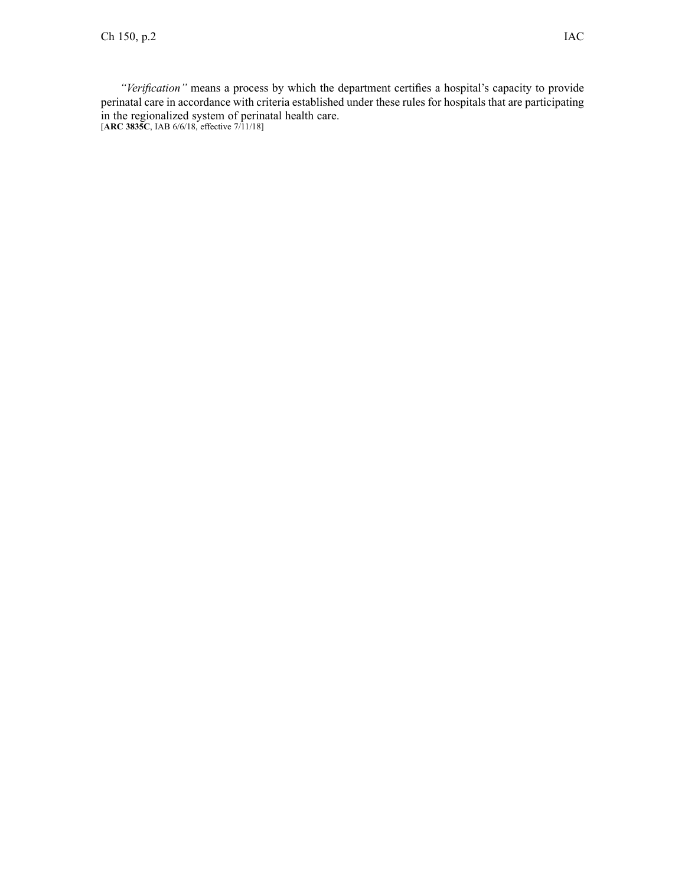*"Verification"* means a process by which the department certifies a hospital's capacity to provide perinatal care in accordance with criteria established under these rules for hospitals that are participating in the regionalized system of perinatal health care.
[**ARC 3835C**, IAB 6/6/18, effective 7/11/18]